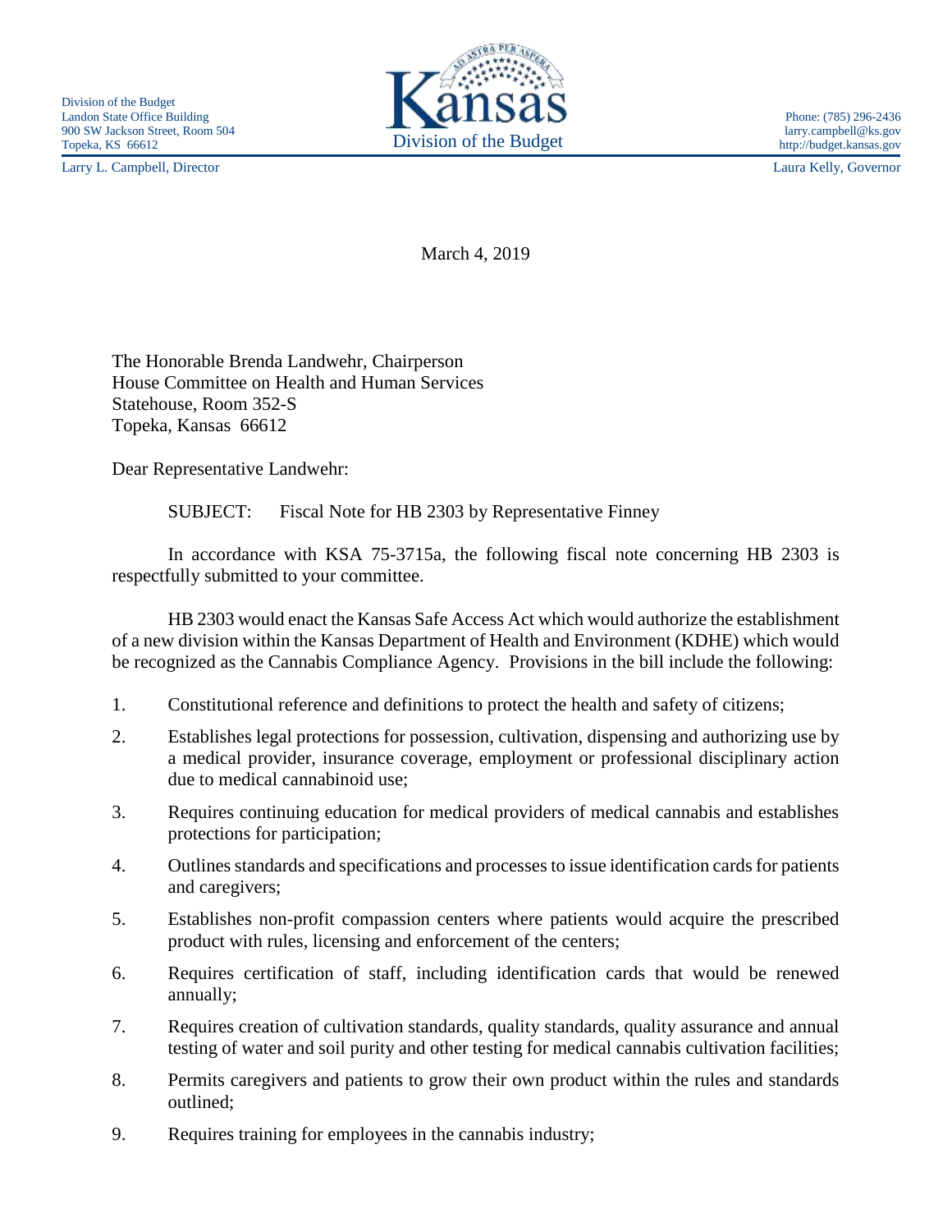Division of the Budget
Landon State Office Building
900 SW Jackson Street, Room 504
Topeka, KS 66612

Kansas
Division of the Budget

Phone: (785) 296-2436
larry.campbell@ks.gov
http://budget.kansas.gov

Larry L. Campbell, Director

Laura Kelly, Governor

March 4, 2019

The Honorable Brenda Landwehr, Chairperson
House Committee on Health and Human Services
Statehouse, Room 352-S
Topeka, Kansas 66612

Dear Representative Landwehr:

SUBJECT: Fiscal Note for HB 2303 by Representative Finney

In accordance with KSA 75-3715a, the following fiscal note concerning HB 2303 is respectfully submitted to your committee.

HB 2303 would enact the Kansas Safe Access Act which would authorize the establishment of a new division within the Kansas Department of Health and Environment (KDHE) which would be recognized as the Cannabis Compliance Agency. Provisions in the bill include the following:

1. Constitutional reference and definitions to protect the health and safety of citizens;
2. Establishes legal protections for possession, cultivation, dispensing and authorizing use by a medical provider, insurance coverage, employment or professional disciplinary action due to medical cannabinoid use;
3. Requires continuing education for medical providers of medical cannabis and establishes protections for participation;
4. Outlines standards and specifications and processes to issue identification cards for patients and caregivers;
5. Establishes non-profit compassion centers where patients would acquire the prescribed product with rules, licensing and enforcement of the centers;
6. Requires certification of staff, including identification cards that would be renewed annually;
7. Requires creation of cultivation standards, quality standards, quality assurance and annual testing of water and soil purity and other testing for medical cannabis cultivation facilities;
8. Permits caregivers and patients to grow their own product within the rules and standards outlined;
9. Requires training for employees in the cannabis industry;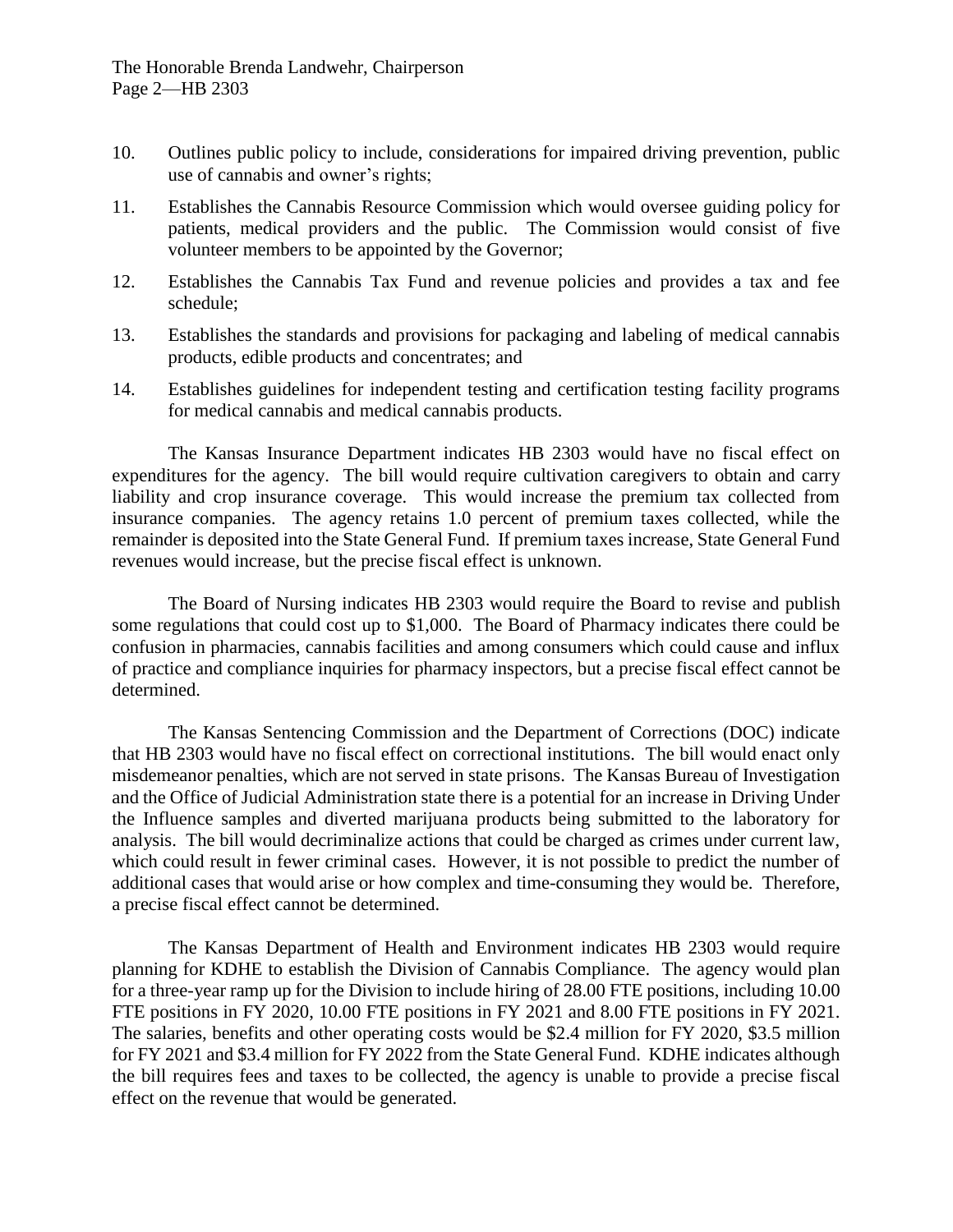10. Outlines public policy to include, considerations for impaired driving prevention, public use of cannabis and owner's rights;

11. Establishes the Cannabis Resource Commission which would oversee guiding policy for patients, medical providers and the public. The Commission would consist of five volunteer members to be appointed by the Governor;

12. Establishes the Cannabis Tax Fund and revenue policies and provides a tax and fee schedule;

13. Establishes the standards and provisions for packaging and labeling of medical cannabis products, edible products and concentrates; and

14. Establishes guidelines for independent testing and certification testing facility programs for medical cannabis and medical cannabis products.

The Kansas Insurance Department indicates HB 2303 would have no fiscal effect on expenditures for the agency. The bill would require cultivation caregivers to obtain and carry liability and crop insurance coverage. This would increase the premium tax collected from insurance companies. The agency retains 1.0 percent of premium taxes collected, while the remainder is deposited into the State General Fund. If premium taxes increase, State General Fund revenues would increase, but the precise fiscal effect is unknown.

The Board of Nursing indicates HB 2303 would require the Board to revise and publish some regulations that could cost up to $1,000. The Board of Pharmacy indicates there could be confusion in pharmacies, cannabis facilities and among consumers which could cause and influx of practice and compliance inquiries for pharmacy inspectors, but a precise fiscal effect cannot be determined.

The Kansas Sentencing Commission and the Department of Corrections (DOC) indicate that HB 2303 would have no fiscal effect on correctional institutions. The bill would enact only misdemeanor penalties, which are not served in state prisons. The Kansas Bureau of Investigation and the Office of Judicial Administration state there is a potential for an increase in Driving Under the Influence samples and diverted marijuana products being submitted to the laboratory for analysis. The bill would decriminalize actions that could be charged as crimes under current law, which could result in fewer criminal cases. However, it is not possible to predict the number of additional cases that would arise or how complex and time-consuming they would be. Therefore, a precise fiscal effect cannot be determined.

The Kansas Department of Health and Environment indicates HB 2303 would require planning for KDHE to establish the Division of Cannabis Compliance. The agency would plan for a three-year ramp up for the Division to include hiring of 28.00 FTE positions, including 10.00 FTE positions in FY 2020, 10.00 FTE positions in FY 2021 and 8.00 FTE positions in FY 2021. The salaries, benefits and other operating costs would be $2.4 million for FY 2020, $3.5 million for FY 2021 and $3.4 million for FY 2022 from the State General Fund. KDHE indicates although the bill requires fees and taxes to be collected, the agency is unable to provide a precise fiscal effect on the revenue that would be generated.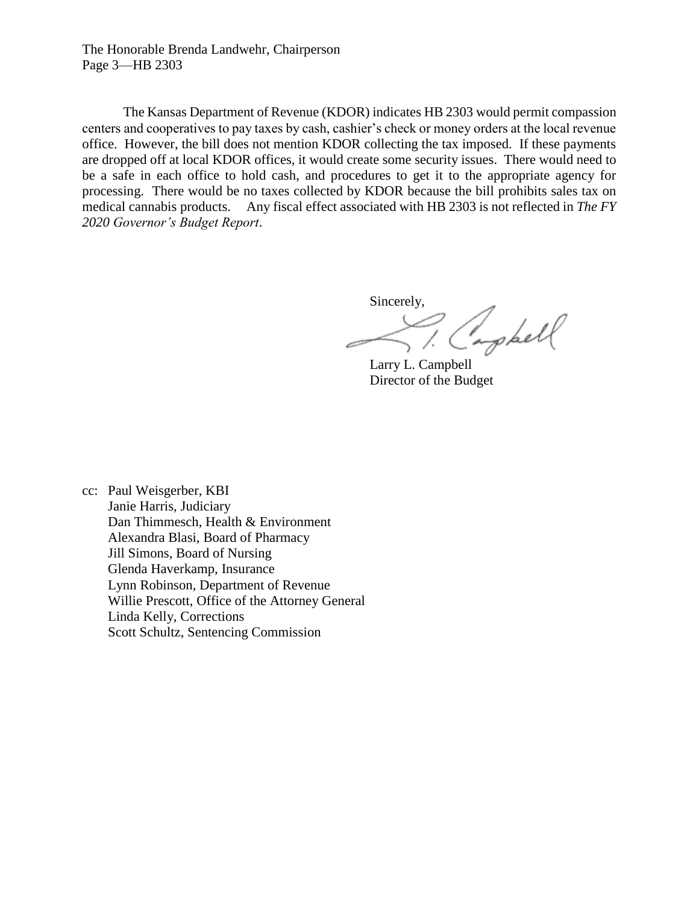The Kansas Department of Revenue (KDOR) indicates HB 2303 would permit compassion centers and cooperatives to pay taxes by cash, cashier's check or money orders at the local revenue office. However, the bill does not mention KDOR collecting the tax imposed. If these payments are dropped off at local KDOR offices, it would create some security issues. There would need to be a safe in each office to hold cash, and procedures to get it to the appropriate agency for processing. There would be no taxes collected by KDOR because the bill prohibits sales tax on medical cannabis products. Any fiscal effect associated with HB 2303 is not reflected in *The FY 2020 Governor's Budget Report*.

Sincerely,

Larry L. Campbell
Director of the Budget

cc: Paul Weisgerber, KBI
Janie Harris, Judiciary
Dan Thimmesch, Health & Environment
Alexandra Blasi, Board of Pharmacy
Jill Simons, Board of Nursing
Glenda Haverkamp, Insurance
Lynn Robinson, Department of Revenue
Willie Prescott, Office of the Attorney General
Linda Kelly, Corrections
Scott Schultz, Sentencing Commission